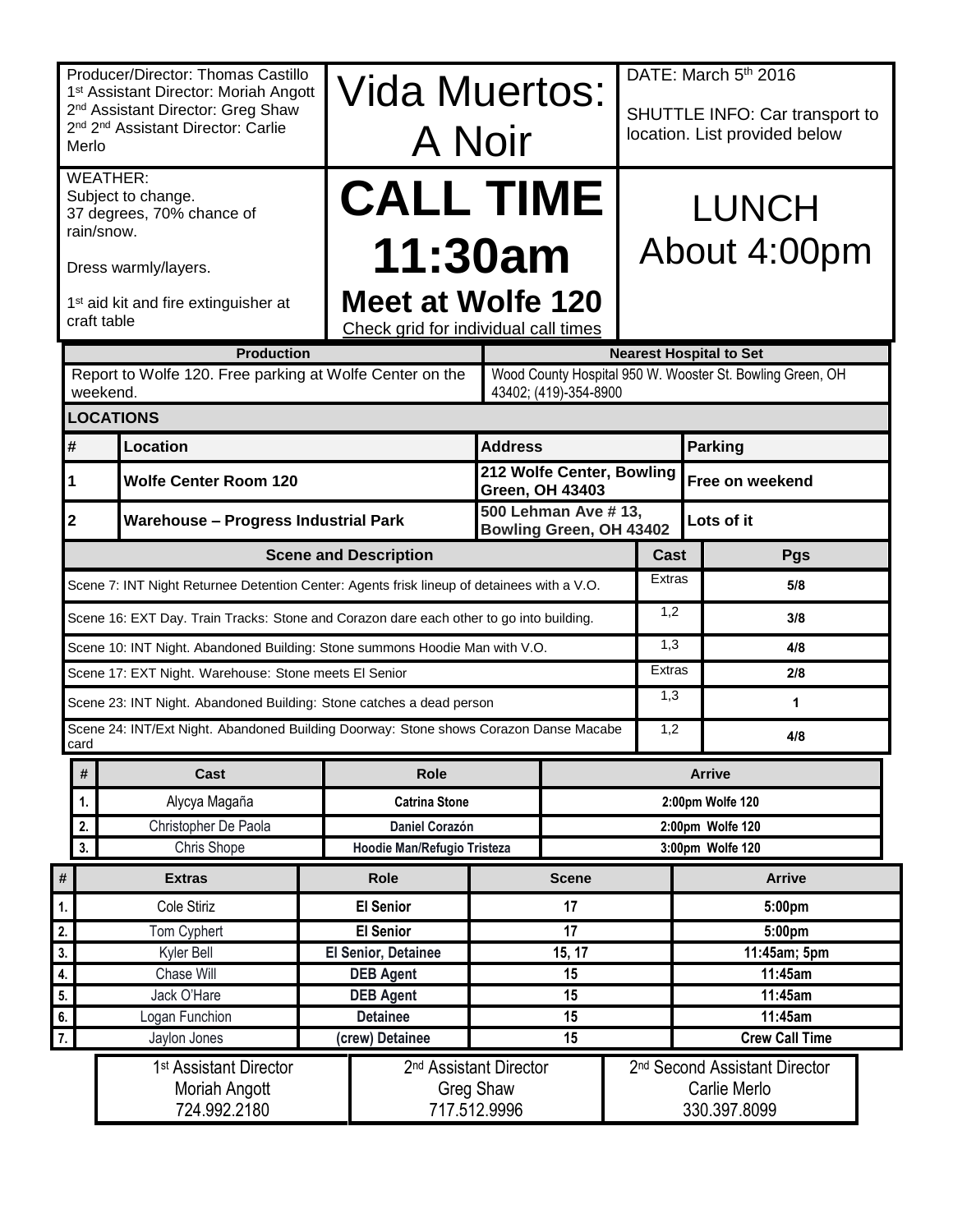| Producer/Director: Thomas Castillo<br>1st Assistant Director: Moriah Angott<br>2nd Assistant Director: Greg Shaw<br>2nd 2nd Assistant Director: Carlie Merlo | # Vida Muertos: A Noir | DATE: March 5th 2016<br><br>SHUTTLE INFO: Car transport to location. List provided below |
|---|---|---|
| WEATHER:<br>Subject to change.<br>37 degrees, 70% chance of rain/snow.<br><br>Dress warmly/layers.<br><br>1st aid kit and fire extinguisher at craft table | **CALL TIME 11:30am**<br>**Meet at Wolfe 120**<br>Check grid for individual call times | LUNCH<br>About 4:00pm |

| Production | Nearest Hospital to Set |
|---|---|
| Report to Wolfe 120. Free parking at Wolfe Center on the weekend. | Wood County Hospital 950 W. Wooster St. Bowling Green, OH 43402; (419)-354-8900 |

**LOCATIONS**

| # | Location | Address | Parking |
|---|---|---|---|
| 1 | Wolfe Center Room 120 | 212 Wolfe Center, Bowling Green, OH 43403 | Free on weekend |
| 2 | Warehouse – Progress Industrial Park | 500 Lehman Ave # 13, Bowling Green, OH 43402 | Lots of it |

| Scene and Description | Cast | Pgs |
|---|---|---|
| Scene 7: INT Night Returnee Detention Center: Agents frisk lineup of detainees with a V.O. | Extras | 5/8 |
| Scene 16: EXT Day. Train Tracks: Stone and Corazon dare each other to go into building. | 1,2 | 3/8 |
| Scene 10: INT Night. Abandoned Building: Stone summons Hoodie Man with V.O. | 1,3 | 4/8 |
| Scene 17: EXT Night. Warehouse: Stone meets El Senior | Extras | 2/8 |
| Scene 23: INT Night. Abandoned Building: Stone catches a dead person | 1,3 | 1 |
| Scene 24: INT/Ext Night. Abandoned Building Doorway: Stone shows Corazon Danse Macabe card | 1,2 | 4/8 |

| # | Cast | Role | Arrive |
|---|---|---|---|
| 1. | Alycya Magaña | Catrina Stone | 2:00pm Wolfe 120 |
| 2. | Christopher De Paola | Daniel Corazón | 2:00pm Wolfe 120 |
| 3. | Chris Shope | Hoodie Man/Refugio Tristeza | 3:00pm Wolfe 120 |

| # | Extras | Role | Scene | Arrive |
|---|---|---|---|---|
| 1. | Cole Stiriz | El Senior | 17 | 5:00pm |
| 2. | Tom Cyphert | El Senior | 17 | 5:00pm |
| 3. | Kyler Bell | El Senior, Detainee | 15, 17 | 11:45am; 5pm |
| 4. | Chase Will | DEB Agent | 15 | 11:45am |
| 5. | Jack O'Hare | DEB Agent | 15 | 11:45am |
| 6. | Logan Funchion | Detainee | 15 | 11:45am |
| 7. | Jaylon Jones | (crew) Detainee | 15 | Crew Call Time |

| 1st Assistant Director | 2nd Assistant Director | 2nd Second Assistant Director |
|---|---|---|
| Moriah Angott | Greg Shaw | Carlie Merlo |
| 724.992.2180 | 717.512.9996 | 330.397.8099 |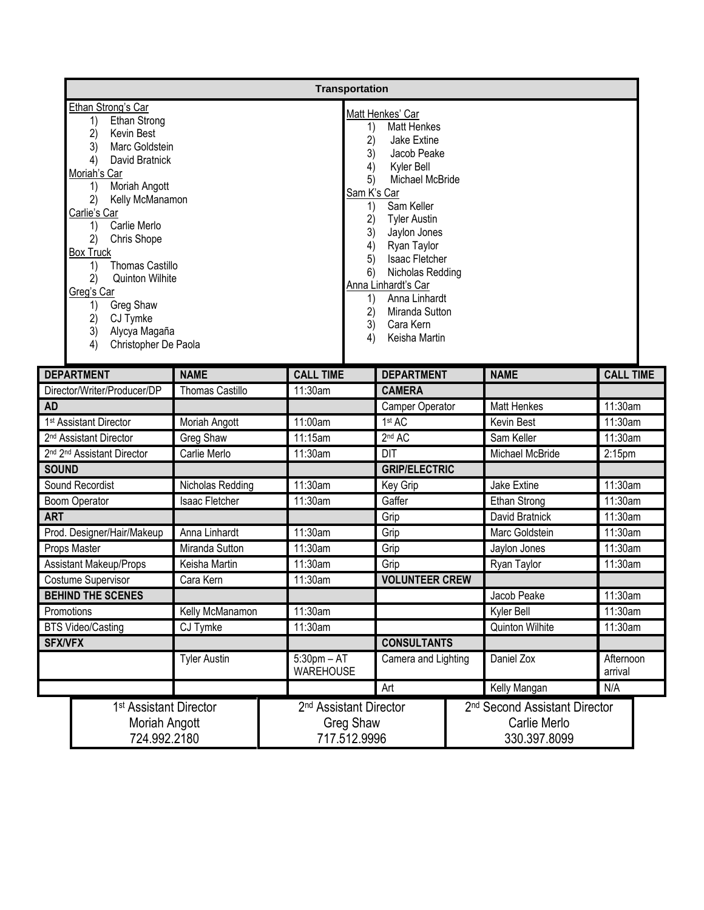## Transportation

<u>Ethan Strong's Car</u>

1) Ethan Strong
2) Kevin Best
3) Marc Goldstein
4) David Bratnick

<u>Moriah's Car</u>

1) Moriah Angott
2) Kelly McManamon

<u>Carlie's Car</u>

1) Carlie Merlo
2) Chris Shope

<u>Box Truck</u>

1) Thomas Castillo
2) Quinton Wilhite

<u>Greg's Car</u>

1) Greg Shaw
2) CJ Tymke
3) Alycya Magaña
4) Christopher De Paola

<u>Matt Henkes' Car</u>

1) Matt Henkes
2) Jake Extine
3) Jacob Peake
4) Kyler Bell
5) Michael McBride

<u>Sam K's Car</u>

1) Sam Keller
2) Tyler Austin
3) Jaylon Jones
4) Ryan Taylor
5) Isaac Fletcher
6) Nicholas Redding

<u>Anna Linhardt's Car</u>

1) Anna Linhardt
2) Miranda Sutton
3) Cara Kern
4) Keisha Martin

| DEPARTMENT | NAME | CALL TIME | DEPARTMENT | NAME | CALL TIME |
|---|---|---|---|---|---|
| Director/Writer/Producer/DP | Thomas Castillo | 11:30am | **CAMERA** | | |
| **AD** | | | Camper Operator | Matt Henkes | 11:30am |
| 1st Assistant Director | Moriah Angott | 11:00am | 1st AC | Kevin Best | 11:30am |
| 2nd Assistant Director | Greg Shaw | 11:15am | 2nd AC | Sam Keller | 11:30am |
| 2nd 2nd Assistant Director | Carlie Merlo | 11:30am | DIT | Michael McBride | 2:15pm |
| **SOUND** | | | **GRIP/ELECTRIC** | | |
| Sound Recordist | Nicholas Redding | 11:30am | Key Grip | Jake Extine | 11:30am |
| Boom Operator | Isaac Fletcher | 11:30am | Gaffer | Ethan Strong | 11:30am |
| **ART** | | | Grip | David Bratnick | 11:30am |
| Prod. Designer/Hair/Makeup | Anna Linhardt | 11:30am | Grip | Marc Goldstein | 11:30am |
| Props Master | Miranda Sutton | 11:30am | Grip | Jaylon Jones | 11:30am |
| Assistant Makeup/Props | Keisha Martin | 11:30am | Grip | Ryan Taylor | 11:30am |
| Costume Supervisor | Cara Kern | 11:30am | **VOLUNTEER CREW** | | |
| **BEHIND THE SCENES** | | | | Jacob Peake | 11:30am |
| Promotions | Kelly McManamon | 11:30am | | Kyler Bell | 11:30am |
| BTS Video/Casting | CJ Tymke | 11:30am | | Quinton Wilhite | 11:30am |
| **SFX/VFX** | | | **CONSULTANTS** | | |
| | Tyler Austin | 5:30pm – AT WAREHOUSE | Camera and Lighting | Daniel Zox | Afternoon arrival |
| | | | Art | Kelly Mangan | N/A |

| 1st Assistant Director | 2nd Assistant Director | 2nd Second Assistant Director |
|---|---|---|
| Moriah Angott | Greg Shaw | Carlie Merlo |
| 724.992.2180 | 717.512.9996 | 330.397.8099 |